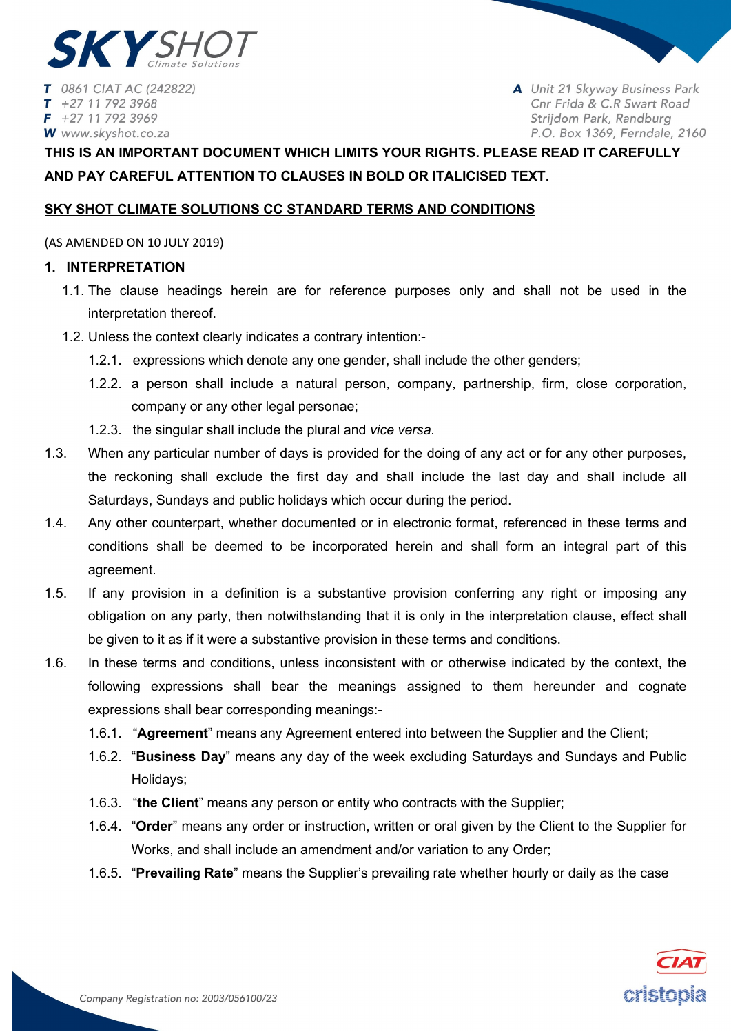T 0861 CIAT AC (242822)
T +27 11 792 3968
F +27 11 792 3969
W www.skyshot.co.za

A Unit 21 Skyway Business Park
Cnr Frida & C.R Swart Road
Strijdom Park, Randburg
P.O. Box 1369, Ferndale, 2160

**THIS IS AN IMPORTANT DOCUMENT WHICH LIMITS YOUR RIGHTS. PLEASE READ IT CAREFULLY AND PAY CAREFUL ATTENTION TO CLAUSES IN BOLD OR ITALICISED TEXT.**

**SKY SHOT CLIMATE SOLUTIONS CC STANDARD TERMS AND CONDITIONS**

(AS AMENDED ON 10 JULY 2019)

## 1. INTERPRETATION

1.1. The clause headings herein are for reference purposes only and shall not be used in the interpretation thereof.

1.2. Unless the context clearly indicates a contrary intention:-

1.2.1. expressions which denote any one gender, shall include the other genders;

1.2.2. a person shall include a natural person, company, partnership, firm, close corporation, company or any other legal personae;

1.2.3. the singular shall include the plural and *vice versa*.

1.3. When any particular number of days is provided for the doing of any act or for any other purposes, the reckoning shall exclude the first day and shall include the last day and shall include all Saturdays, Sundays and public holidays which occur during the period.

1.4. Any other counterpart, whether documented or in electronic format, referenced in these terms and conditions shall be deemed to be incorporated herein and shall form an integral part of this agreement.

1.5. If any provision in a definition is a substantive provision conferring any right or imposing any obligation on any party, then notwithstanding that it is only in the interpretation clause, effect shall be given to it as if it were a substantive provision in these terms and conditions.

1.6. In these terms and conditions, unless inconsistent with or otherwise indicated by the context, the following expressions shall bear the meanings assigned to them hereunder and cognate expressions shall bear corresponding meanings:-

1.6.1. "**Agreement**" means any Agreement entered into between the Supplier and the Client;

1.6.2. "**Business Day**" means any day of the week excluding Saturdays and Sundays and Public Holidays;

1.6.3. "**the Client**" means any person or entity who contracts with the Supplier;

1.6.4. "**Order**" means any order or instruction, written or oral given by the Client to the Supplier for Works, and shall include an amendment and/or variation to any Order;

1.6.5. "**Prevailing Rate**" means the Supplier's prevailing rate whether hourly or daily as the case

Company Registration no: 2003/056100/23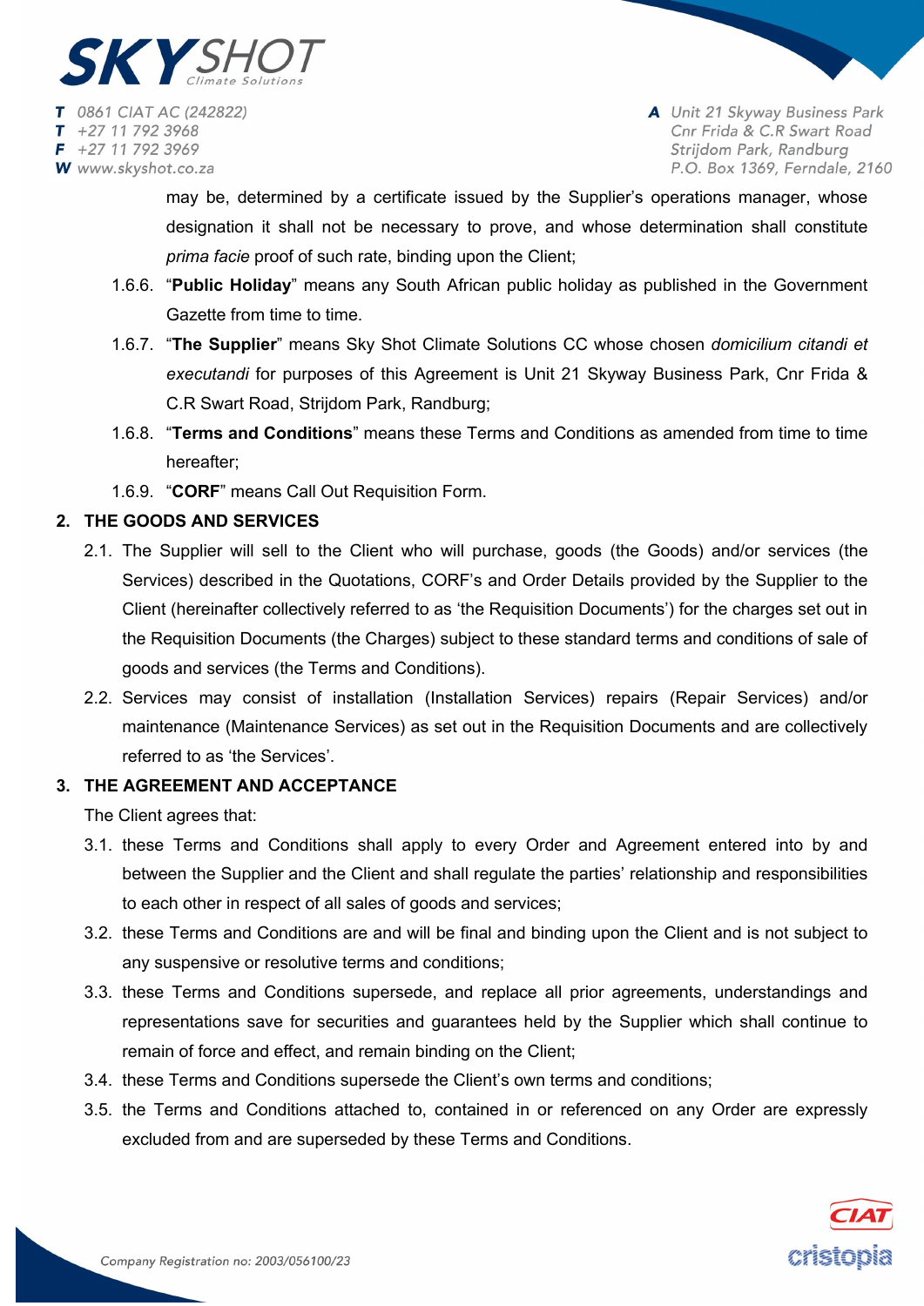may be, determined by a certificate issued by the Supplier's operations manager, whose designation it shall not be necessary to prove, and whose determination shall constitute *prima facie* proof of such rate, binding upon the Client;

1.6.6. "**Public Holiday**" means any South African public holiday as published in the Government Gazette from time to time.

1.6.7. "**The Supplier**" means Sky Shot Climate Solutions CC whose chosen *domicilium citandi et executandi* for purposes of this Agreement is Unit 21 Skyway Business Park, Cnr Frida & C.R Swart Road, Strijdom Park, Randburg;

1.6.8. "**Terms and Conditions**" means these Terms and Conditions as amended from time to time hereafter;

1.6.9. "**CORF**" means Call Out Requisition Form.

## 2. THE GOODS AND SERVICES

2.1. The Supplier will sell to the Client who will purchase, goods (the Goods) and/or services (the Services) described in the Quotations, CORF's and Order Details provided by the Supplier to the Client (hereinafter collectively referred to as 'the Requisition Documents') for the charges set out in the Requisition Documents (the Charges) subject to these standard terms and conditions of sale of goods and services (the Terms and Conditions).

2.2. Services may consist of installation (Installation Services) repairs (Repair Services) and/or maintenance (Maintenance Services) as set out in the Requisition Documents and are collectively referred to as 'the Services'.

## 3. THE AGREEMENT AND ACCEPTANCE

The Client agrees that:

3.1. these Terms and Conditions shall apply to every Order and Agreement entered into by and between the Supplier and the Client and shall regulate the parties' relationship and responsibilities to each other in respect of all sales of goods and services;

3.2. these Terms and Conditions are and will be final and binding upon the Client and is not subject to any suspensive or resolutive terms and conditions;

3.3. these Terms and Conditions supersede, and replace all prior agreements, understandings and representations save for securities and guarantees held by the Supplier which shall continue to remain of force and effect, and remain binding on the Client;

3.4. these Terms and Conditions supersede the Client's own terms and conditions;

3.5. the Terms and Conditions attached to, contained in or referenced on any Order are expressly excluded from and are superseded by these Terms and Conditions.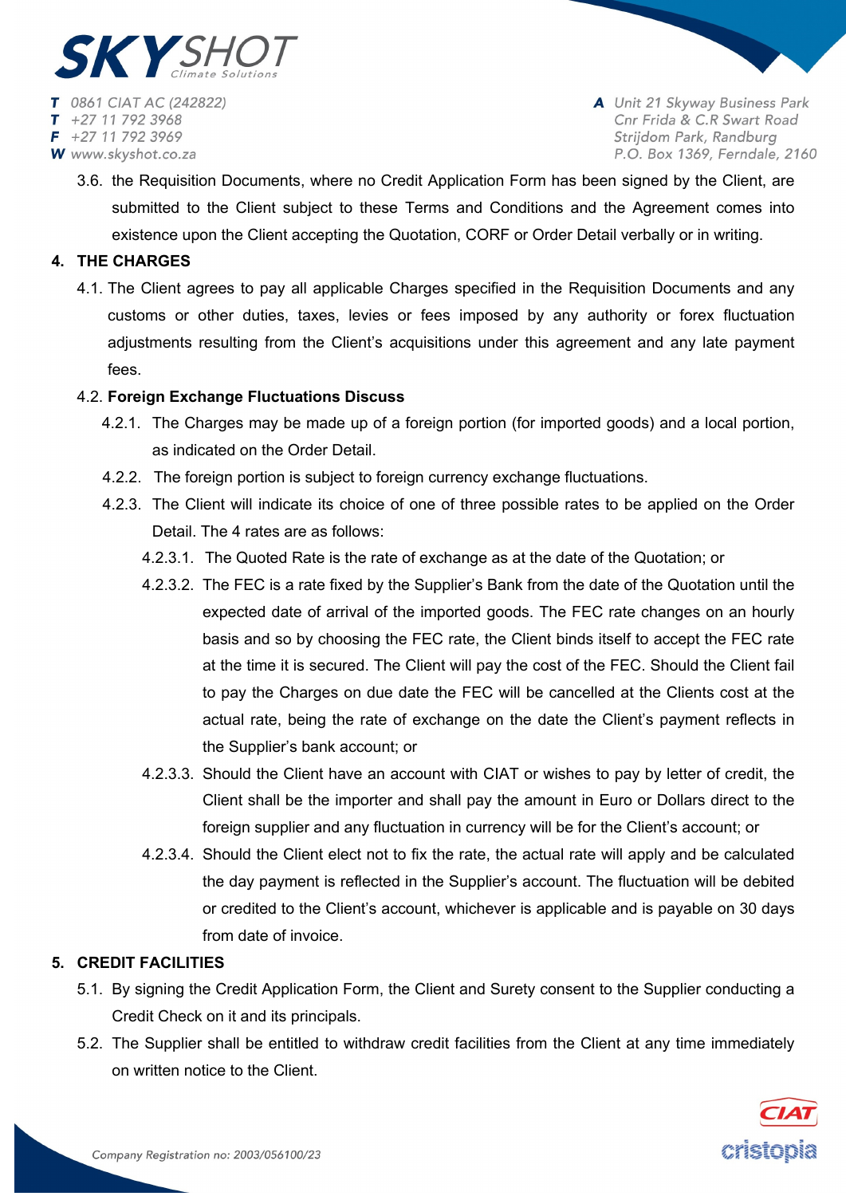3.6. the Requisition Documents, where no Credit Application Form has been signed by the Client, are submitted to the Client subject to these Terms and Conditions and the Agreement comes into existence upon the Client accepting the Quotation, CORF or Order Detail verbally or in writing.

## 4. THE CHARGES

4.1. The Client agrees to pay all applicable Charges specified in the Requisition Documents and any customs or other duties, taxes, levies or fees imposed by any authority or forex fluctuation adjustments resulting from the Client's acquisitions under this agreement and any late payment fees.

4.2. **Foreign Exchange Fluctuations Discuss**

4.2.1. The Charges may be made up of a foreign portion (for imported goods) and a local portion, as indicated on the Order Detail.

4.2.2. The foreign portion is subject to foreign currency exchange fluctuations.

4.2.3. The Client will indicate its choice of one of three possible rates to be applied on the Order Detail. The 4 rates are as follows:

4.2.3.1. The Quoted Rate is the rate of exchange as at the date of the Quotation; or

4.2.3.2. The FEC is a rate fixed by the Supplier's Bank from the date of the Quotation until the expected date of arrival of the imported goods. The FEC rate changes on an hourly basis and so by choosing the FEC rate, the Client binds itself to accept the FEC rate at the time it is secured. The Client will pay the cost of the FEC. Should the Client fail to pay the Charges on due date the FEC will be cancelled at the Clients cost at the actual rate, being the rate of exchange on the date the Client's payment reflects in the Supplier's bank account; or

4.2.3.3. Should the Client have an account with CIAT or wishes to pay by letter of credit, the Client shall be the importer and shall pay the amount in Euro or Dollars direct to the foreign supplier and any fluctuation in currency will be for the Client's account; or

4.2.3.4. Should the Client elect not to fix the rate, the actual rate will apply and be calculated the day payment is reflected in the Supplier's account. The fluctuation will be debited or credited to the Client's account, whichever is applicable and is payable on 30 days from date of invoice.

## 5. CREDIT FACILITIES

5.1. By signing the Credit Application Form, the Client and Surety consent to the Supplier conducting a Credit Check on it and its principals.

5.2. The Supplier shall be entitled to withdraw credit facilities from the Client at any time immediately on written notice to the Client.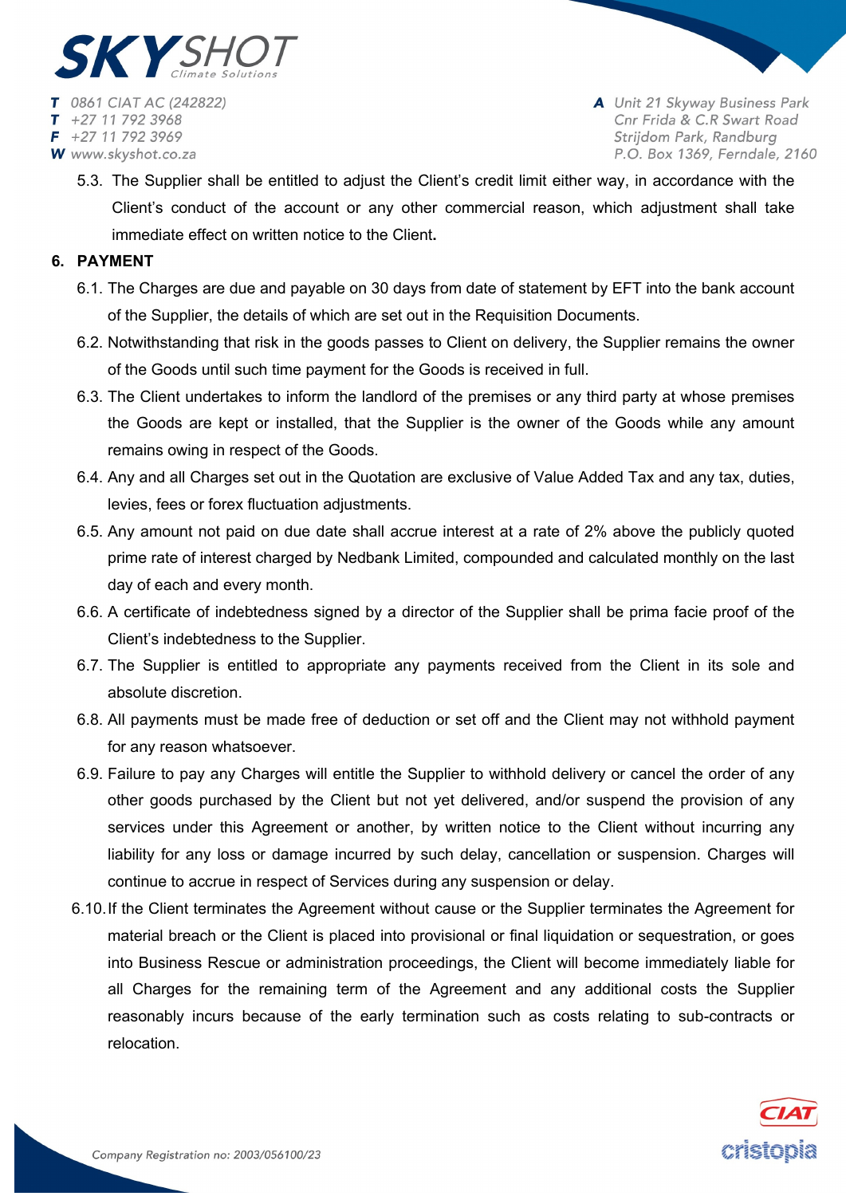5.3. The Supplier shall be entitled to adjust the Client's credit limit either way, in accordance with the Client's conduct of the account or any other commercial reason, which adjustment shall take immediate effect on written notice to the Client**.**

## 6. PAYMENT

6.1. The Charges are due and payable on 30 days from date of statement by EFT into the bank account of the Supplier, the details of which are set out in the Requisition Documents.

6.2. Notwithstanding that risk in the goods passes to Client on delivery, the Supplier remains the owner of the Goods until such time payment for the Goods is received in full.

6.3. The Client undertakes to inform the landlord of the premises or any third party at whose premises the Goods are kept or installed, that the Supplier is the owner of the Goods while any amount remains owing in respect of the Goods.

6.4. Any and all Charges set out in the Quotation are exclusive of Value Added Tax and any tax, duties, levies, fees or forex fluctuation adjustments.

6.5. Any amount not paid on due date shall accrue interest at a rate of 2% above the publicly quoted prime rate of interest charged by Nedbank Limited, compounded and calculated monthly on the last day of each and every month.

6.6. A certificate of indebtedness signed by a director of the Supplier shall be prima facie proof of the Client's indebtedness to the Supplier.

6.7. The Supplier is entitled to appropriate any payments received from the Client in its sole and absolute discretion.

6.8. All payments must be made free of deduction or set off and the Client may not withhold payment for any reason whatsoever.

6.9. Failure to pay any Charges will entitle the Supplier to withhold delivery or cancel the order of any other goods purchased by the Client but not yet delivered, and/or suspend the provision of any services under this Agreement or another, by written notice to the Client without incurring any liability for any loss or damage incurred by such delay, cancellation or suspension. Charges will continue to accrue in respect of Services during any suspension or delay.

6.10. If the Client terminates the Agreement without cause or the Supplier terminates the Agreement for material breach or the Client is placed into provisional or final liquidation or sequestration, or goes into Business Rescue or administration proceedings, the Client will become immediately liable for all Charges for the remaining term of the Agreement and any additional costs the Supplier reasonably incurs because of the early termination such as costs relating to sub-contracts or relocation.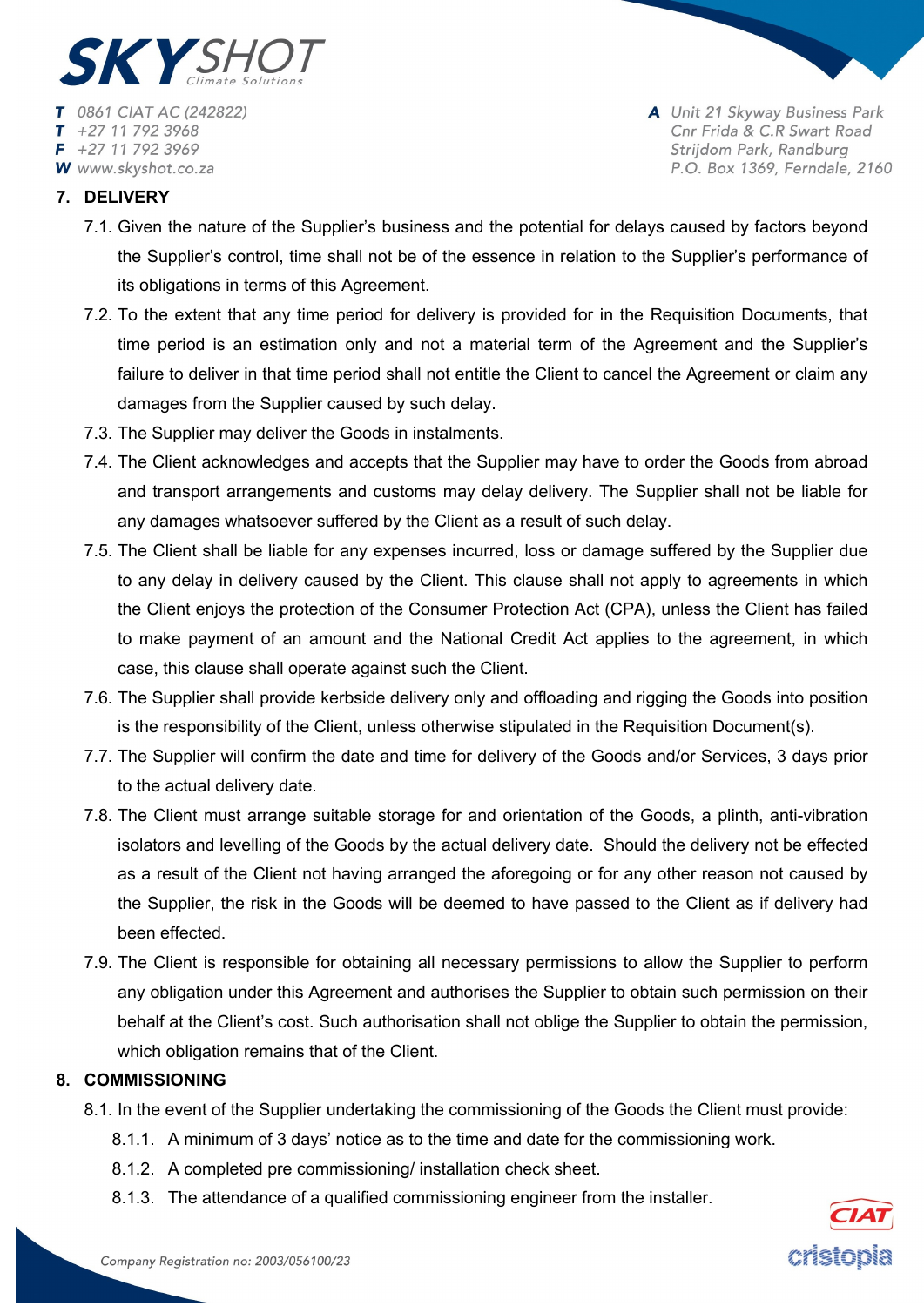## 7. DELIVERY

7.1. Given the nature of the Supplier's business and the potential for delays caused by factors beyond the Supplier's control, time shall not be of the essence in relation to the Supplier's performance of its obligations in terms of this Agreement.

7.2. To the extent that any time period for delivery is provided for in the Requisition Documents, that time period is an estimation only and not a material term of the Agreement and the Supplier's failure to deliver in that time period shall not entitle the Client to cancel the Agreement or claim any damages from the Supplier caused by such delay.

7.3. The Supplier may deliver the Goods in instalments.

7.4. The Client acknowledges and accepts that the Supplier may have to order the Goods from abroad and transport arrangements and customs may delay delivery. The Supplier shall not be liable for any damages whatsoever suffered by the Client as a result of such delay.

7.5. The Client shall be liable for any expenses incurred, loss or damage suffered by the Supplier due to any delay in delivery caused by the Client. This clause shall not apply to agreements in which the Client enjoys the protection of the Consumer Protection Act (CPA), unless the Client has failed to make payment of an amount and the National Credit Act applies to the agreement, in which case, this clause shall operate against such the Client.

7.6. The Supplier shall provide kerbside delivery only and offloading and rigging the Goods into position is the responsibility of the Client, unless otherwise stipulated in the Requisition Document(s).

7.7. The Supplier will confirm the date and time for delivery of the Goods and/or Services, 3 days prior to the actual delivery date.

7.8. The Client must arrange suitable storage for and orientation of the Goods, a plinth, anti-vibration isolators and levelling of the Goods by the actual delivery date. Should the delivery not be effected as a result of the Client not having arranged the aforegoing or for any other reason not caused by the Supplier, the risk in the Goods will be deemed to have passed to the Client as if delivery had been effected.

7.9. The Client is responsible for obtaining all necessary permissions to allow the Supplier to perform any obligation under this Agreement and authorises the Supplier to obtain such permission on their behalf at the Client's cost. Such authorisation shall not oblige the Supplier to obtain the permission, which obligation remains that of the Client.

## 8. COMMISSIONING

8.1. In the event of the Supplier undertaking the commissioning of the Goods the Client must provide:

8.1.1. A minimum of 3 days' notice as to the time and date for the commissioning work.

8.1.2. A completed pre commissioning/ installation check sheet.

8.1.3. The attendance of a qualified commissioning engineer from the installer.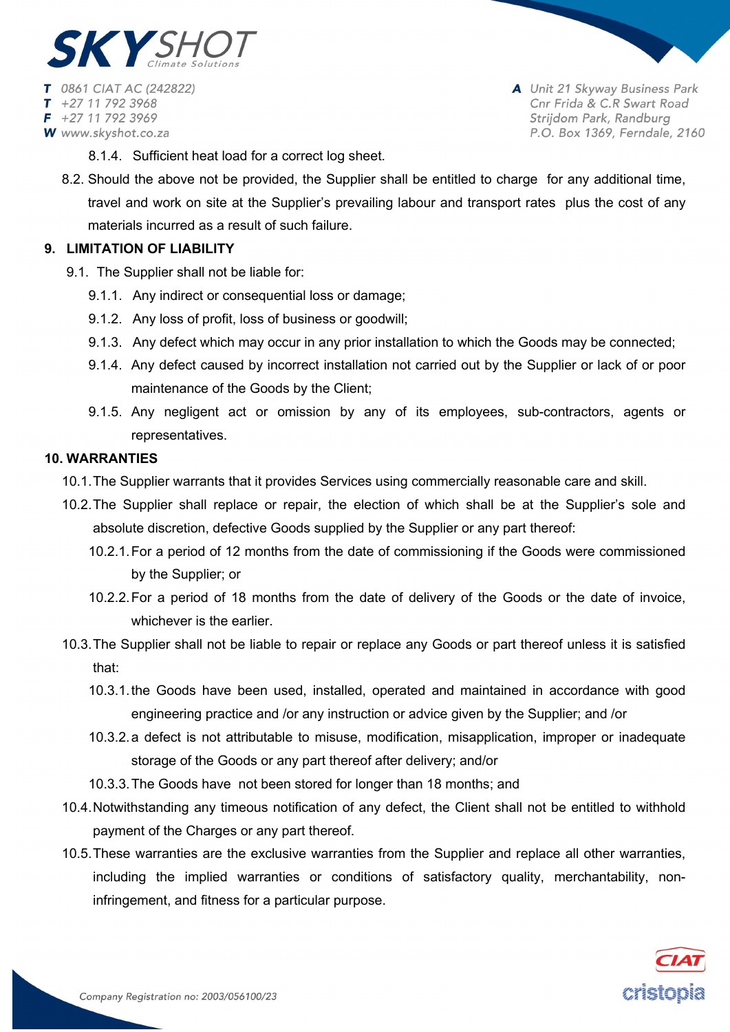8.1.4. Sufficient heat load for a correct log sheet.

8.2. Should the above not be provided, the Supplier shall be entitled to charge for any additional time, travel and work on site at the Supplier's prevailing labour and transport rates plus the cost of any materials incurred as a result of such failure.

**9. LIMITATION OF LIABILITY**

9.1. The Supplier shall not be liable for:

9.1.1. Any indirect or consequential loss or damage;

9.1.2. Any loss of profit, loss of business or goodwill;

9.1.3. Any defect which may occur in any prior installation to which the Goods may be connected;

9.1.4. Any defect caused by incorrect installation not carried out by the Supplier or lack of or poor maintenance of the Goods by the Client;

9.1.5. Any negligent act or omission by any of its employees, sub-contractors, agents or representatives.

**10. WARRANTIES**

10.1. The Supplier warrants that it provides Services using commercially reasonable care and skill.

10.2. The Supplier shall replace or repair, the election of which shall be at the Supplier's sole and absolute discretion, defective Goods supplied by the Supplier or any part thereof:

10.2.1. For a period of 12 months from the date of commissioning if the Goods were commissioned by the Supplier; or

10.2.2. For a period of 18 months from the date of delivery of the Goods or the date of invoice, whichever is the earlier.

10.3. The Supplier shall not be liable to repair or replace any Goods or part thereof unless it is satisfied that:

10.3.1. the Goods have been used, installed, operated and maintained in accordance with good engineering practice and /or any instruction or advice given by the Supplier; and /or

10.3.2. a defect is not attributable to misuse, modification, misapplication, improper or inadequate storage of the Goods or any part thereof after delivery; and/or

10.3.3. The Goods have not been stored for longer than 18 months; and

10.4. Notwithstanding any timeous notification of any defect, the Client shall not be entitled to withhold payment of the Charges or any part thereof.

10.5. These warranties are the exclusive warranties from the Supplier and replace all other warranties, including the implied warranties or conditions of satisfactory quality, merchantability, non-infringement, and fitness for a particular purpose.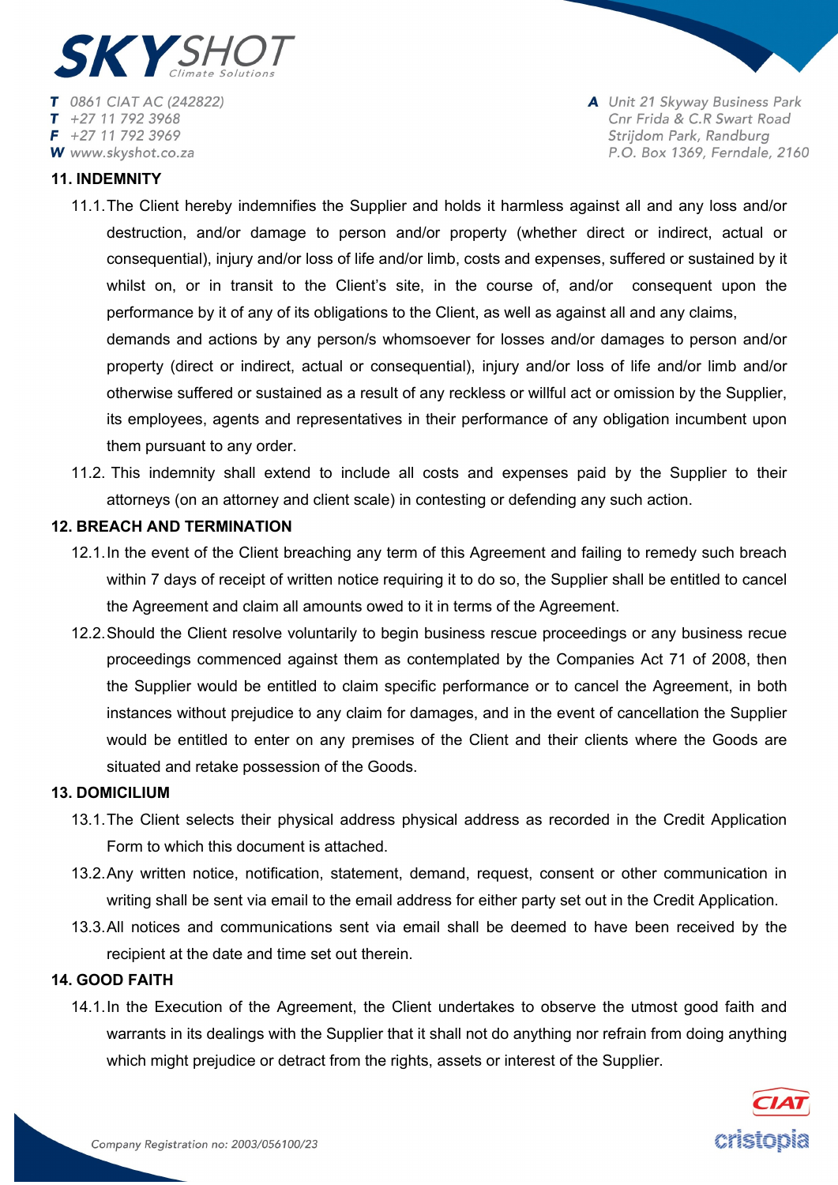## 11. INDEMNITY

11.1. The Client hereby indemnifies the Supplier and holds it harmless against all and any loss and/or destruction, and/or damage to person and/or property (whether direct or indirect, actual or consequential), injury and/or loss of life and/or limb, costs and expenses, suffered or sustained by it whilst on, or in transit to the Client's site, in the course of, and/or consequent upon the performance by it of any of its obligations to the Client, as well as against all and any claims, demands and actions by any person/s whomsoever for losses and/or damages to person and/or property (direct or indirect, actual or consequential), injury and/or loss of life and/or limb and/or otherwise suffered or sustained as a result of any reckless or willful act or omission by the Supplier, its employees, agents and representatives in their performance of any obligation incumbent upon them pursuant to any order.

11.2. This indemnity shall extend to include all costs and expenses paid by the Supplier to their attorneys (on an attorney and client scale) in contesting or defending any such action.

## 12. BREACH AND TERMINATION

12.1. In the event of the Client breaching any term of this Agreement and failing to remedy such breach within 7 days of receipt of written notice requiring it to do so, the Supplier shall be entitled to cancel the Agreement and claim all amounts owed to it in terms of the Agreement.

12.2. Should the Client resolve voluntarily to begin business rescue proceedings or any business recue proceedings commenced against them as contemplated by the Companies Act 71 of 2008, then the Supplier would be entitled to claim specific performance or to cancel the Agreement, in both instances without prejudice to any claim for damages, and in the event of cancellation the Supplier would be entitled to enter on any premises of the Client and their clients where the Goods are situated and retake possession of the Goods.

## 13. DOMICILIUM

13.1. The Client selects their physical address physical address as recorded in the Credit Application Form to which this document is attached.

13.2. Any written notice, notification, statement, demand, request, consent or other communication in writing shall be sent via email to the email address for either party set out in the Credit Application.

13.3. All notices and communications sent via email shall be deemed to have been received by the recipient at the date and time set out therein.

## 14. GOOD FAITH

14.1. In the Execution of the Agreement, the Client undertakes to observe the utmost good faith and warrants in its dealings with the Supplier that it shall not do anything nor refrain from doing anything which might prejudice or detract from the rights, assets or interest of the Supplier.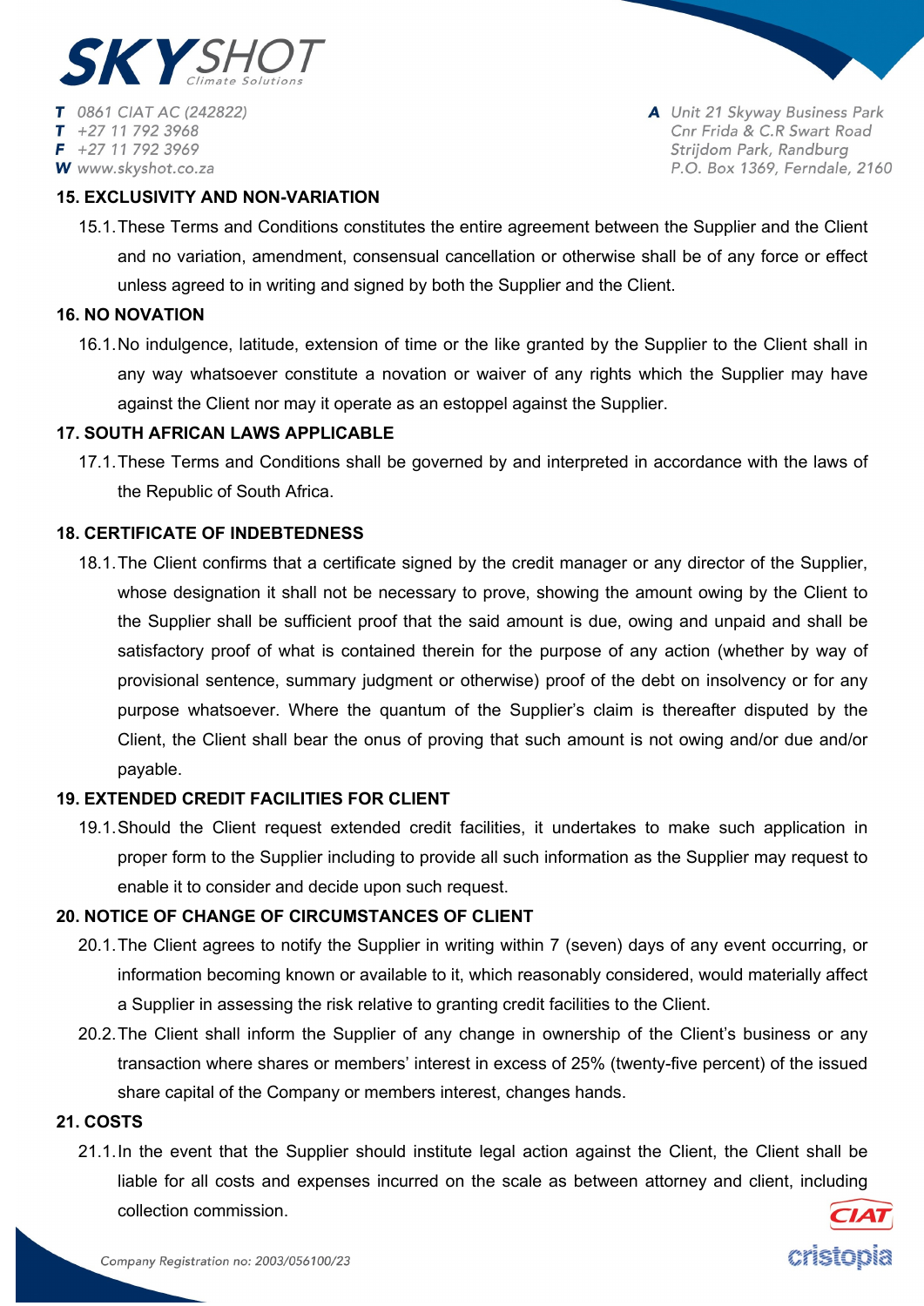## 15. EXCLUSIVITY AND NON-VARIATION

15.1. These Terms and Conditions constitutes the entire agreement between the Supplier and the Client and no variation, amendment, consensual cancellation or otherwise shall be of any force or effect unless agreed to in writing and signed by both the Supplier and the Client.

## 16. NO NOVATION

16.1. No indulgence, latitude, extension of time or the like granted by the Supplier to the Client shall in any way whatsoever constitute a novation or waiver of any rights which the Supplier may have against the Client nor may it operate as an estoppel against the Supplier.

## 17. SOUTH AFRICAN LAWS APPLICABLE

17.1. These Terms and Conditions shall be governed by and interpreted in accordance with the laws of the Republic of South Africa.

## 18. CERTIFICATE OF INDEBTEDNESS

18.1. The Client confirms that a certificate signed by the credit manager or any director of the Supplier, whose designation it shall not be necessary to prove, showing the amount owing by the Client to the Supplier shall be sufficient proof that the said amount is due, owing and unpaid and shall be satisfactory proof of what is contained therein for the purpose of any action (whether by way of provisional sentence, summary judgment or otherwise) proof of the debt on insolvency or for any purpose whatsoever. Where the quantum of the Supplier's claim is thereafter disputed by the Client, the Client shall bear the onus of proving that such amount is not owing and/or due and/or payable.

## 19. EXTENDED CREDIT FACILITIES FOR CLIENT

19.1. Should the Client request extended credit facilities, it undertakes to make such application in proper form to the Supplier including to provide all such information as the Supplier may request to enable it to consider and decide upon such request.

## 20. NOTICE OF CHANGE OF CIRCUMSTANCES OF CLIENT

20.1. The Client agrees to notify the Supplier in writing within 7 (seven) days of any event occurring, or information becoming known or available to it, which reasonably considered, would materially affect a Supplier in assessing the risk relative to granting credit facilities to the Client.

20.2. The Client shall inform the Supplier of any change in ownership of the Client's business or any transaction where shares or members' interest in excess of 25% (twenty-five percent) of the issued share capital of the Company or members interest, changes hands.

## 21. COSTS

21.1. In the event that the Supplier should institute legal action against the Client, the Client shall be liable for all costs and expenses incurred on the scale as between attorney and client, including collection commission.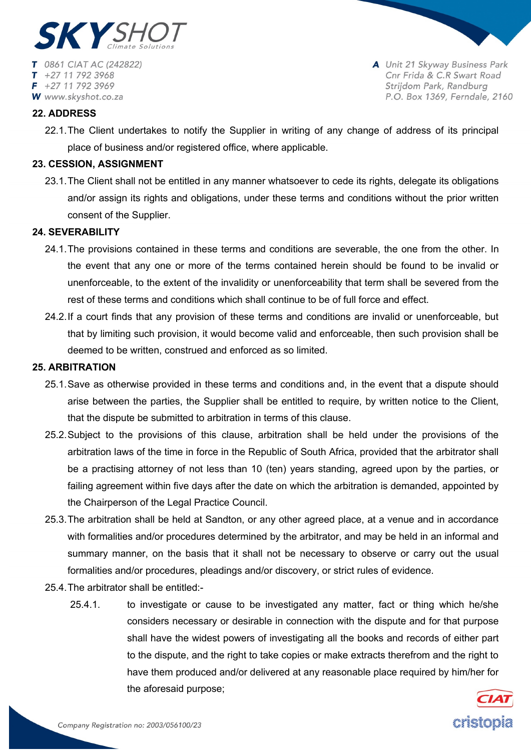## 22. ADDRESS

22.1. The Client undertakes to notify the Supplier in writing of any change of address of its principal place of business and/or registered office, where applicable.

## 23. CESSION, ASSIGNMENT

23.1. The Client shall not be entitled in any manner whatsoever to cede its rights, delegate its obligations and/or assign its rights and obligations, under these terms and conditions without the prior written consent of the Supplier.

## 24. SEVERABILITY

24.1. The provisions contained in these terms and conditions are severable, the one from the other. In the event that any one or more of the terms contained herein should be found to be invalid or unenforceable, to the extent of the invalidity or unenforceability that term shall be severed from the rest of these terms and conditions which shall continue to be of full force and effect.

24.2. If a court finds that any provision of these terms and conditions are invalid or unenforceable, but that by limiting such provision, it would become valid and enforceable, then such provision shall be deemed to be written, construed and enforced as so limited.

## 25. ARBITRATION

25.1. Save as otherwise provided in these terms and conditions and, in the event that a dispute should arise between the parties, the Supplier shall be entitled to require, by written notice to the Client, that the dispute be submitted to arbitration in terms of this clause.

25.2. Subject to the provisions of this clause, arbitration shall be held under the provisions of the arbitration laws of the time in force in the Republic of South Africa, provided that the arbitrator shall be a practising attorney of not less than 10 (ten) years standing, agreed upon by the parties, or failing agreement within five days after the date on which the arbitration is demanded, appointed by the Chairperson of the Legal Practice Council.

25.3. The arbitration shall be held at Sandton, or any other agreed place, at a venue and in accordance with formalities and/or procedures determined by the arbitrator, and may be held in an informal and summary manner, on the basis that it shall not be necessary to observe or carry out the usual formalities and/or procedures, pleadings and/or discovery, or strict rules of evidence.

25.4. The arbitrator shall be entitled:-

25.4.1. to investigate or cause to be investigated any matter, fact or thing which he/she considers necessary or desirable in connection with the dispute and for that purpose shall have the widest powers of investigating all the books and records of either part to the dispute, and the right to take copies or make extracts therefrom and the right to have them produced and/or delivered at any reasonable place required by him/her for the aforesaid purpose;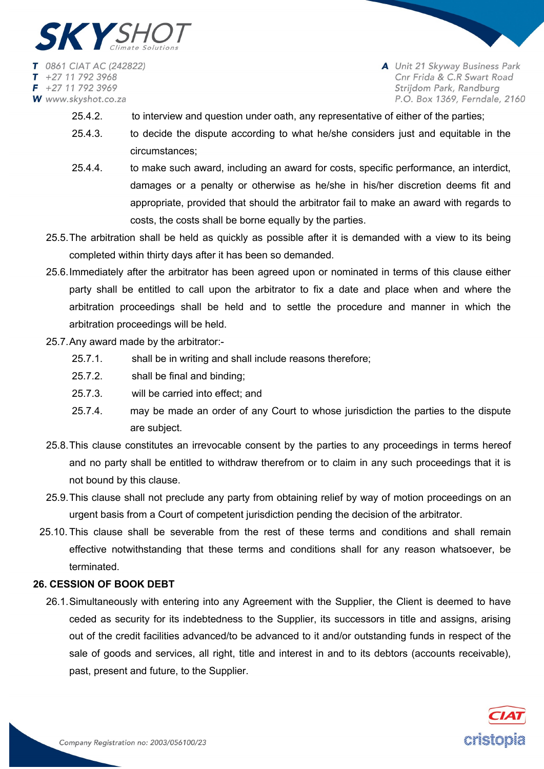25.4.2. to interview and question under oath, any representative of either of the parties;

25.4.3. to decide the dispute according to what he/she considers just and equitable in the circumstances;

25.4.4. to make such award, including an award for costs, specific performance, an interdict, damages or a penalty or otherwise as he/she in his/her discretion deems fit and appropriate, provided that should the arbitrator fail to make an award with regards to costs, the costs shall be borne equally by the parties.

25.5. The arbitration shall be held as quickly as possible after it is demanded with a view to its being completed within thirty days after it has been so demanded.

25.6. Immediately after the arbitrator has been agreed upon or nominated in terms of this clause either party shall be entitled to call upon the arbitrator to fix a date and place when and where the arbitration proceedings shall be held and to settle the procedure and manner in which the arbitration proceedings will be held.

25.7. Any award made by the arbitrator:-

25.7.1. shall be in writing and shall include reasons therefore;

25.7.2. shall be final and binding;

25.7.3. will be carried into effect; and

25.7.4. may be made an order of any Court to whose jurisdiction the parties to the dispute are subject.

25.8. This clause constitutes an irrevocable consent by the parties to any proceedings in terms hereof and no party shall be entitled to withdraw therefrom or to claim in any such proceedings that it is not bound by this clause.

25.9. This clause shall not preclude any party from obtaining relief by way of motion proceedings on an urgent basis from a Court of competent jurisdiction pending the decision of the arbitrator.

25.10. This clause shall be severable from the rest of these terms and conditions and shall remain effective notwithstanding that these terms and conditions shall for any reason whatsoever, be terminated.

## 26. CESSION OF BOOK DEBT

26.1. Simultaneously with entering into any Agreement with the Supplier, the Client is deemed to have ceded as security for its indebtedness to the Supplier, its successors in title and assigns, arising out of the credit facilities advanced/to be advanced to it and/or outstanding funds in respect of the sale of goods and services, all right, title and interest in and to its debtors (accounts receivable), past, present and future, to the Supplier.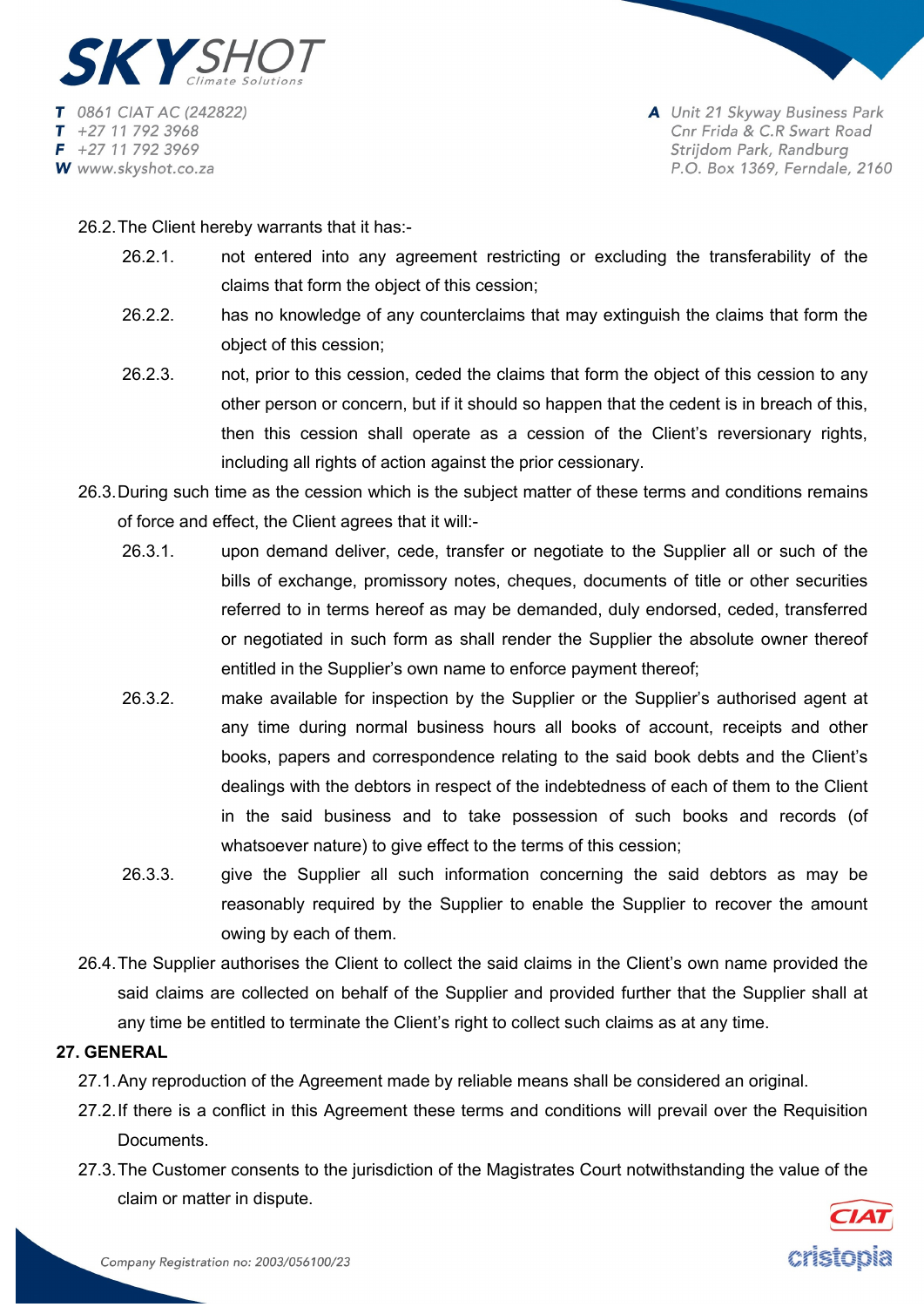26.2. The Client hereby warrants that it has:-

26.2.1. not entered into any agreement restricting or excluding the transferability of the claims that form the object of this cession;

26.2.2. has no knowledge of any counterclaims that may extinguish the claims that form the object of this cession;

26.2.3. not, prior to this cession, ceded the claims that form the object of this cession to any other person or concern, but if it should so happen that the cedent is in breach of this, then this cession shall operate as a cession of the Client's reversionary rights, including all rights of action against the prior cessionary.

26.3. During such time as the cession which is the subject matter of these terms and conditions remains of force and effect, the Client agrees that it will:-

26.3.1. upon demand deliver, cede, transfer or negotiate to the Supplier all or such of the bills of exchange, promissory notes, cheques, documents of title or other securities referred to in terms hereof as may be demanded, duly endorsed, ceded, transferred or negotiated in such form as shall render the Supplier the absolute owner thereof entitled in the Supplier's own name to enforce payment thereof;

26.3.2. make available for inspection by the Supplier or the Supplier's authorised agent at any time during normal business hours all books of account, receipts and other books, papers and correspondence relating to the said book debts and the Client's dealings with the debtors in respect of the indebtedness of each of them to the Client in the said business and to take possession of such books and records (of whatsoever nature) to give effect to the terms of this cession;

26.3.3. give the Supplier all such information concerning the said debtors as may be reasonably required by the Supplier to enable the Supplier to recover the amount owing by each of them.

26.4. The Supplier authorises the Client to collect the said claims in the Client's own name provided the said claims are collected on behalf of the Supplier and provided further that the Supplier shall at any time be entitled to terminate the Client's right to collect such claims as at any time.

## 27. GENERAL

27.1. Any reproduction of the Agreement made by reliable means shall be considered an original.

27.2. If there is a conflict in this Agreement these terms and conditions will prevail over the Requisition Documents.

27.3. The Customer consents to the jurisdiction of the Magistrates Court notwithstanding the value of the claim or matter in dispute.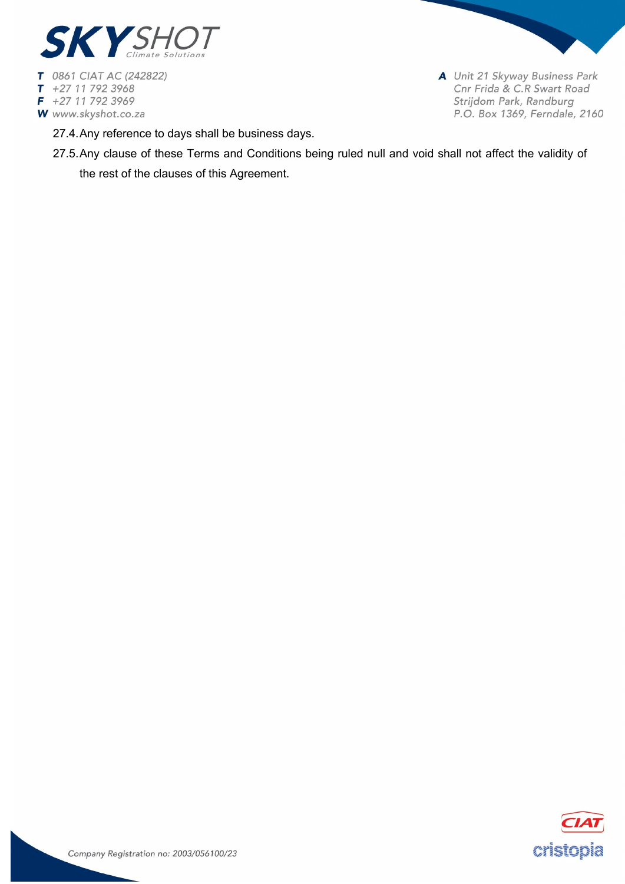27.4. Any reference to days shall be business days.

27.5. Any clause of these Terms and Conditions being ruled null and void shall not affect the validity of the rest of the clauses of this Agreement.